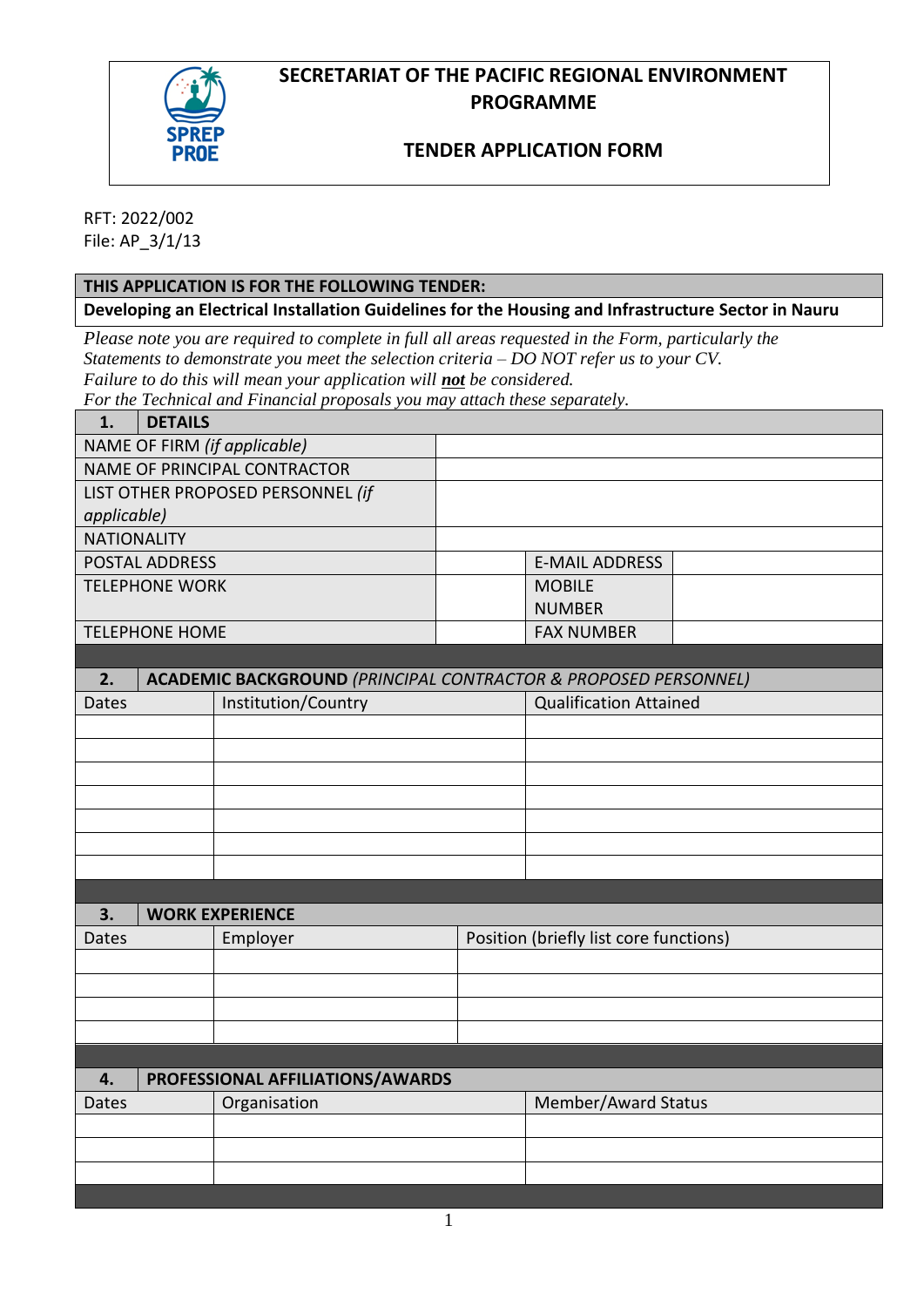# SECRETARIAT OF THE PACIFIC REGIONAL ENVIRONMENT PROGRAMME

## TENDER APPLICATION FORM

RFT: 2022/002
File: AP_3/1/13

| THIS APPLICATION IS FOR THE FOLLOWING TENDER: |
|---|
| **Developing an Electrical Installation Guidelines for the Housing and Infrastructure Sector in Nauru** |

*Please note you are required to complete in full all areas requested in the Form, particularly the Statements to demonstrate you meet the selection criteria – DO NOT refer us to your CV.*
*Failure to do this will mean your application will **not** be considered.*
*For the Technical and Financial proposals you may attach these separately.*

| **1. DETAILS** | | | |
|---|---|---|---|
| NAME OF FIRM *(if applicable)* | | | |
| NAME OF PRINCIPAL CONTRACTOR | | | |
| LIST OTHER PROPOSED PERSONNEL *(if applicable)* | | | |
| NATIONALITY | | | |
| POSTAL ADDRESS | | E-MAIL ADDRESS | |
| TELEPHONE WORK | | MOBILE NUMBER | |
| TELEPHONE HOME | | FAX NUMBER | |

| **2. ACADEMIC BACKGROUND** *(PRINCIPAL CONTRACTOR & PROPOSED PERSONNEL)* | | |
|---|---|---|
| Dates | Institution/Country | Qualification Attained |
| | | |
| | | |
| | | |
| | | |
| | | |
| | | |
| | | |

| **3. WORK EXPERIENCE** | | |
|---|---|---|
| Dates | Employer | Position (briefly list core functions) |
| | | |
| | | |
| | | |
| | | |

| **4. PROFESSIONAL AFFILIATIONS/AWARDS** | | |
|---|---|---|
| Dates | Organisation | Member/Award Status |
| | | |
| | | |
| | | |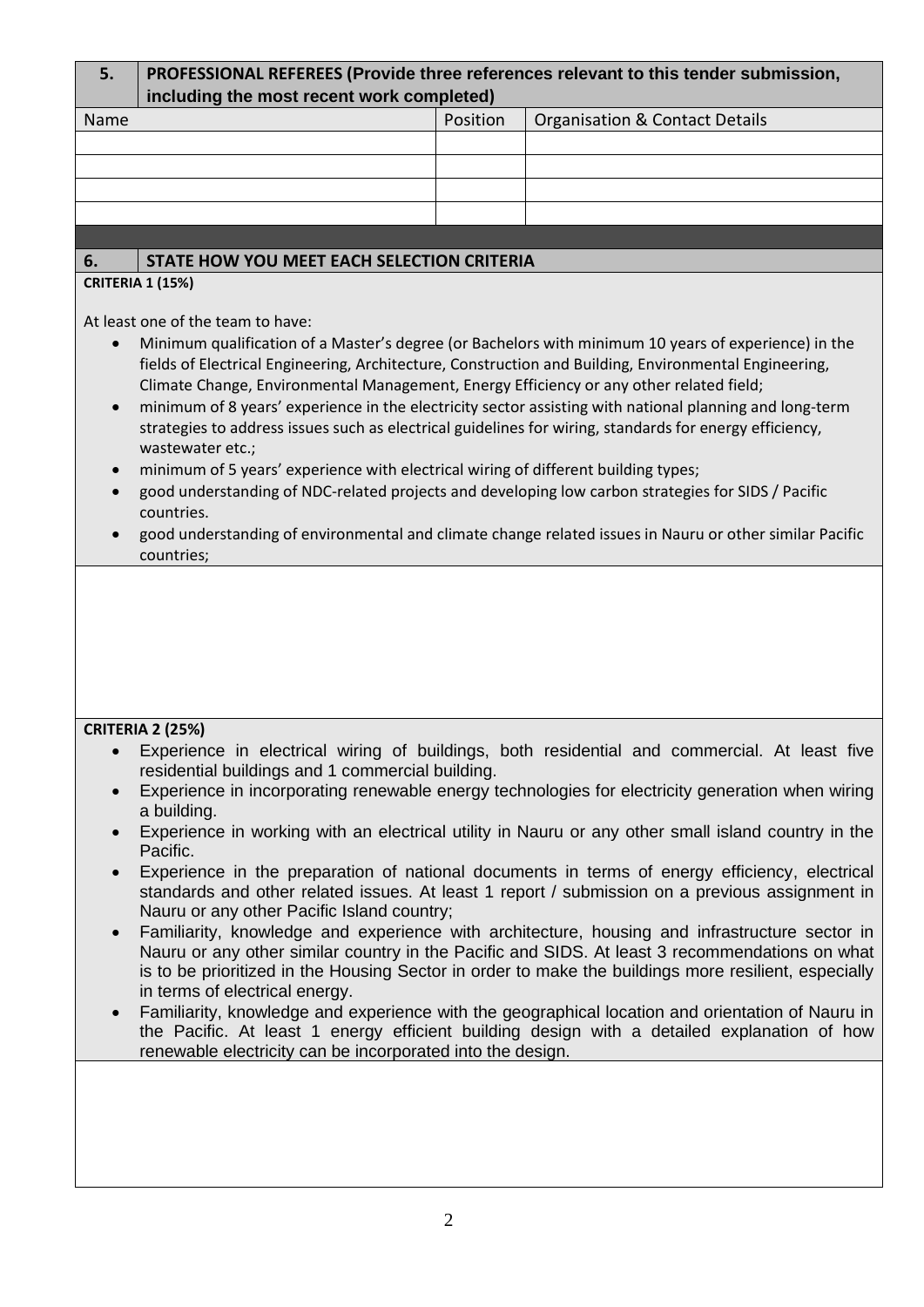## 5. PROFESSIONAL REFEREES (Provide three references relevant to this tender submission, including the most recent work completed)

| Name | Position | Organisation & Contact Details |
|---|---|---|
| | | |
| | | |
| | | |
| | | |

## 6. STATE HOW YOU MEET EACH SELECTION CRITERIA

**CRITERIA 1 (15%)**

At least one of the team to have:

- Minimum qualification of a Master's degree (or Bachelors with minimum 10 years of experience) in the fields of Electrical Engineering, Architecture, Construction and Building, Environmental Engineering, Climate Change, Environmental Management, Energy Efficiency or any other related field;
- minimum of 8 years' experience in the electricity sector assisting with national planning and long-term strategies to address issues such as electrical guidelines for wiring, standards for energy efficiency, wastewater etc.;
- minimum of 5 years' experience with electrical wiring of different building types;
- good understanding of NDC-related projects and developing low carbon strategies for SIDS / Pacific countries.
- good understanding of environmental and climate change related issues in Nauru or other similar Pacific countries;

**CRITERIA 2 (25%)**

- Experience in electrical wiring of buildings, both residential and commercial. At least five residential buildings and 1 commercial building.
- Experience in incorporating renewable energy technologies for electricity generation when wiring a building.
- Experience in working with an electrical utility in Nauru or any other small island country in the Pacific.
- Experience in the preparation of national documents in terms of energy efficiency, electrical standards and other related issues. At least 1 report / submission on a previous assignment in Nauru or any other Pacific Island country;
- Familiarity, knowledge and experience with architecture, housing and infrastructure sector in Nauru or any other similar country in the Pacific and SIDS. At least 3 recommendations on what is to be prioritized in the Housing Sector in order to make the buildings more resilient, especially in terms of electrical energy.
- Familiarity, knowledge and experience with the geographical location and orientation of Nauru in the Pacific. At least 1 energy efficient building design with a detailed explanation of how renewable electricity can be incorporated into the design.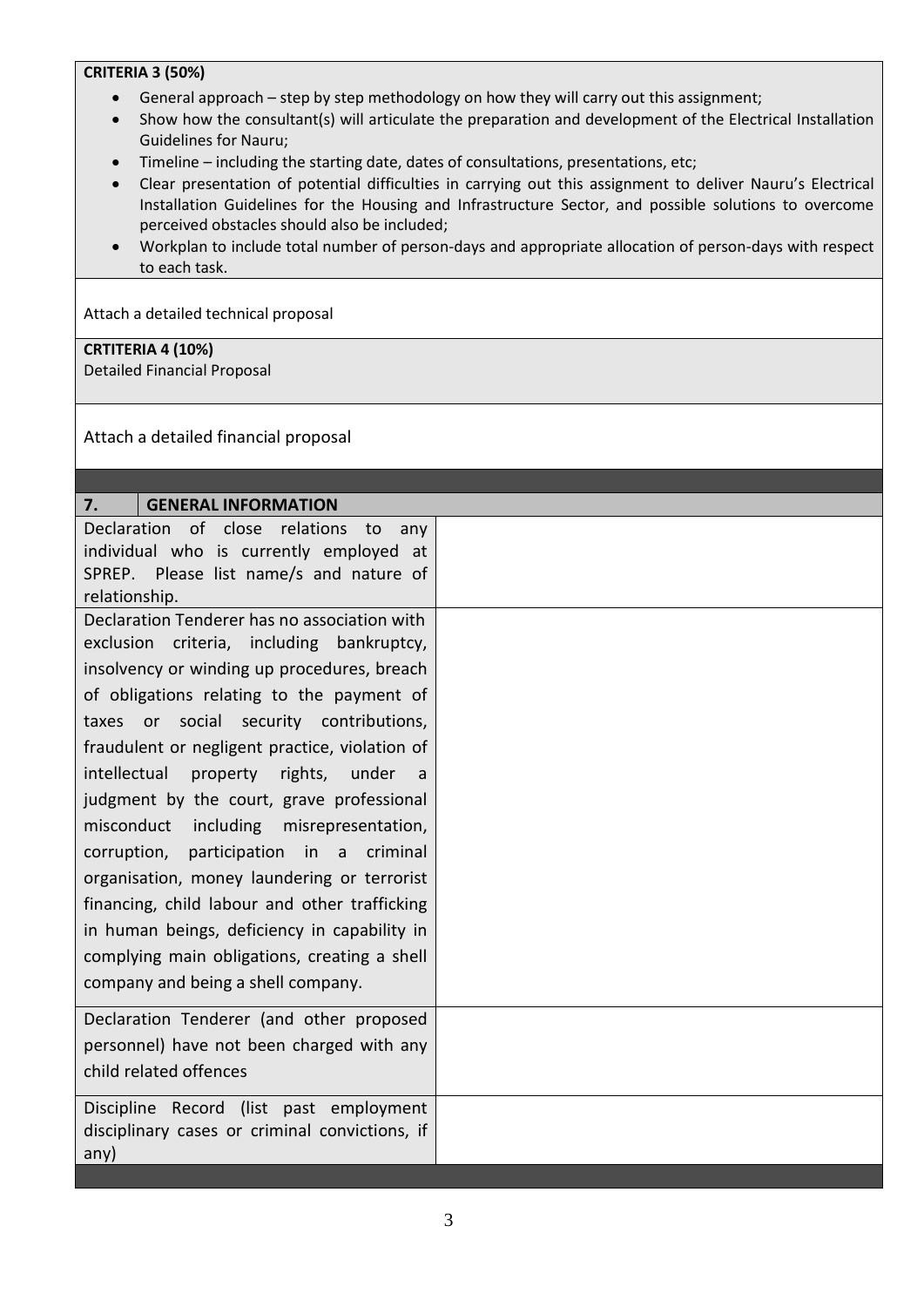**CRITERIA 3 (50%)**

- General approach – step by step methodology on how they will carry out this assignment;
- Show how the consultant(s) will articulate the preparation and development of the Electrical Installation Guidelines for Nauru;
- Timeline – including the starting date, dates of consultations, presentations, etc;
- Clear presentation of potential difficulties in carrying out this assignment to deliver Nauru's Electrical Installation Guidelines for the Housing and Infrastructure Sector, and possible solutions to overcome perceived obstacles should also be included;
- Workplan to include total number of person-days and appropriate allocation of person-days with respect to each task.

Attach a detailed technical proposal

**CRTITERIA 4 (10%)**
Detailed Financial Proposal

Attach a detailed financial proposal

| **7.** | **GENERAL INFORMATION** |
|---|---|
| Declaration of close relations to any individual who is currently employed at SPREP. Please list name/s and nature of relationship. | |
| Declaration Tenderer has no association with exclusion criteria, including bankruptcy, insolvency or winding up procedures, breach of obligations relating to the payment of taxes or social security contributions, fraudulent or negligent practice, violation of intellectual property rights, under a judgment by the court, grave professional misconduct including misrepresentation, corruption, participation in a criminal organisation, money laundering or terrorist financing, child labour and other trafficking in human beings, deficiency in capability in complying main obligations, creating a shell company and being a shell company. | |
| Declaration Tenderer (and other proposed personnel) have not been charged with any child related offences | |
| Discipline Record (list past employment disciplinary cases or criminal convictions, if any) | |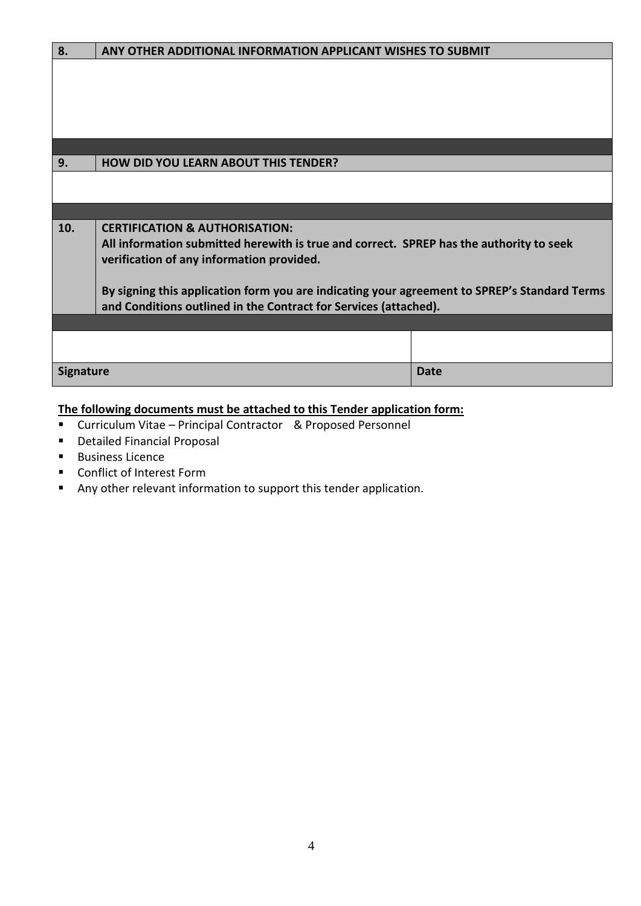| 8. | ANY OTHER ADDITIONAL INFORMATION APPLICANT WISHES TO SUBMIT |
|---|---|
| | |

| 9. | HOW DID YOU LEARN ABOUT THIS TENDER? |
|---|---|
| | |

| 10. | **CERTIFICATION & AUTHORISATION:**<br>**All information submitted herewith is true and correct. SPREP has the authority to seek verification of any information provided.**<br><br>**By signing this application form you are indicating your agreement to SPREP's Standard Terms and Conditions outlined in the Contract for Services (attached).** |
|---|---|

| | |
|---|---|
| **Signature** | **Date** |

**The following documents must be attached to this Tender application form:**

- Curriculum Vitae – Principal Contractor & Proposed Personnel
- Detailed Financial Proposal
- Business Licence
- Conflict of Interest Form
- Any other relevant information to support this tender application.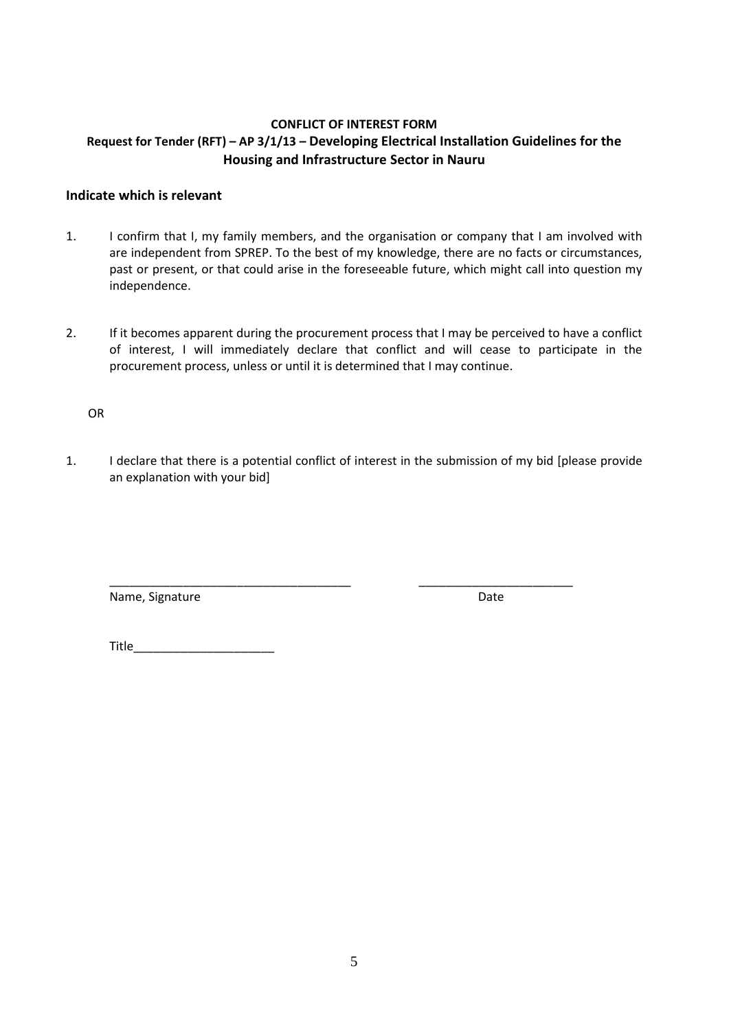**CONFLICT OF INTEREST FORM**

**Request for Tender (RFT) – AP 3/1/13 – Developing Electrical Installation Guidelines for the Housing and Infrastructure Sector in Nauru**

### Indicate which is relevant

1. I confirm that I, my family members, and the organisation or company that I am involved with are independent from SPREP. To the best of my knowledge, there are no facts or circumstances, past or present, or that could arise in the foreseeable future, which might call into question my independence.

2. If it becomes apparent during the procurement process that I may be perceived to have a conflict of interest, I will immediately declare that conflict and will cease to participate in the procurement process, unless or until it is determined that I may continue.

OR

1. I declare that there is a potential conflict of interest in the submission of my bid [please provide an explanation with your bid]

____________________________________ ________________________

Name, Signature Date

Title_____________________